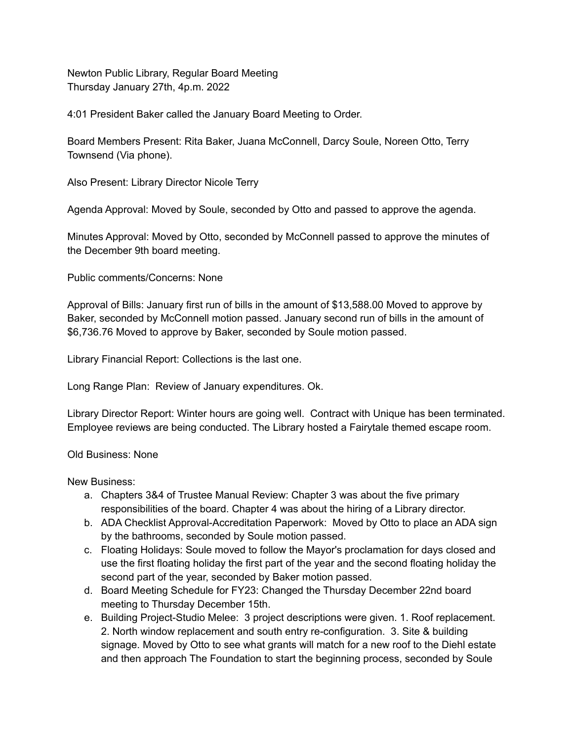Newton Public Library, Regular Board Meeting
Thursday January 27th, 4p.m. 2022

4:01 President Baker called the January Board Meeting to Order.

Board Members Present: Rita Baker, Juana McConnell, Darcy Soule, Noreen Otto, Terry Townsend (Via phone).

Also Present: Library Director Nicole Terry

Agenda Approval: Moved by Soule, seconded by Otto and passed to approve the agenda.

Minutes Approval: Moved by Otto, seconded by McConnell passed to approve the minutes of the December 9th board meeting.

Public comments/Concerns: None

Approval of Bills: January first run of bills in the amount of $13,588.00 Moved to approve by Baker, seconded by McConnell motion passed. January second run of bills in the amount of $6,736.76 Moved to approve by Baker, seconded by Soule motion passed.

Library Financial Report: Collections is the last one.

Long Range Plan: Review of January expenditures. Ok.

Library Director Report: Winter hours are going well. Contract with Unique has been terminated. Employee reviews are being conducted. The Library hosted a Fairytale themed escape room.

Old Business: None

New Business:

a. Chapters 3&4 of Trustee Manual Review: Chapter 3 was about the five primary responsibilities of the board. Chapter 4 was about the hiring of a Library director.
b. ADA Checklist Approval-Accreditation Paperwork: Moved by Otto to place an ADA sign by the bathrooms, seconded by Soule motion passed.
c. Floating Holidays: Soule moved to follow the Mayor's proclamation for days closed and use the first floating holiday the first part of the year and the second floating holiday the second part of the year, seconded by Baker motion passed.
d. Board Meeting Schedule for FY23: Changed the Thursday December 22nd board meeting to Thursday December 15th.
e. Building Project-Studio Melee: 3 project descriptions were given. 1. Roof replacement. 2. North window replacement and south entry re-configuration. 3. Site & building signage. Moved by Otto to see what grants will match for a new roof to the Diehl estate and then approach The Foundation to start the beginning process, seconded by Soule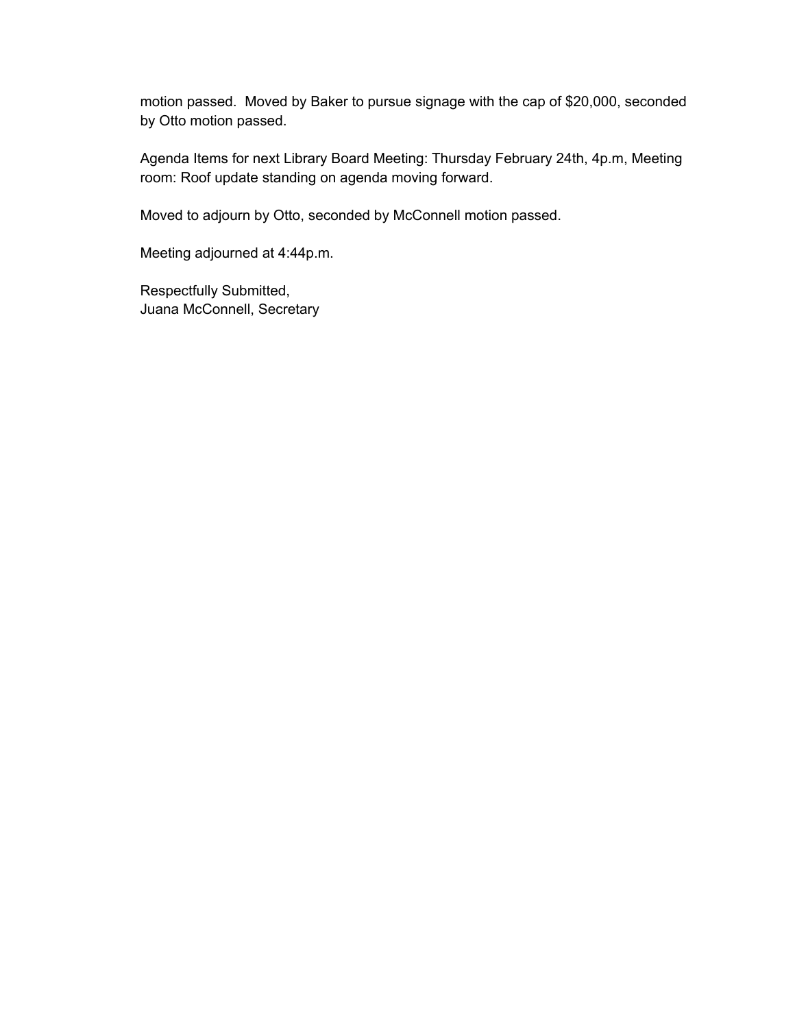motion passed.  Moved by Baker to pursue signage with the cap of $20,000, seconded by Otto motion passed.

Agenda Items for next Library Board Meeting: Thursday February 24th, 4p.m, Meeting room: Roof update standing on agenda moving forward.

Moved to adjourn by Otto, seconded by McConnell motion passed.

Meeting adjourned at 4:44p.m.

Respectfully Submitted,
Juana McConnell, Secretary